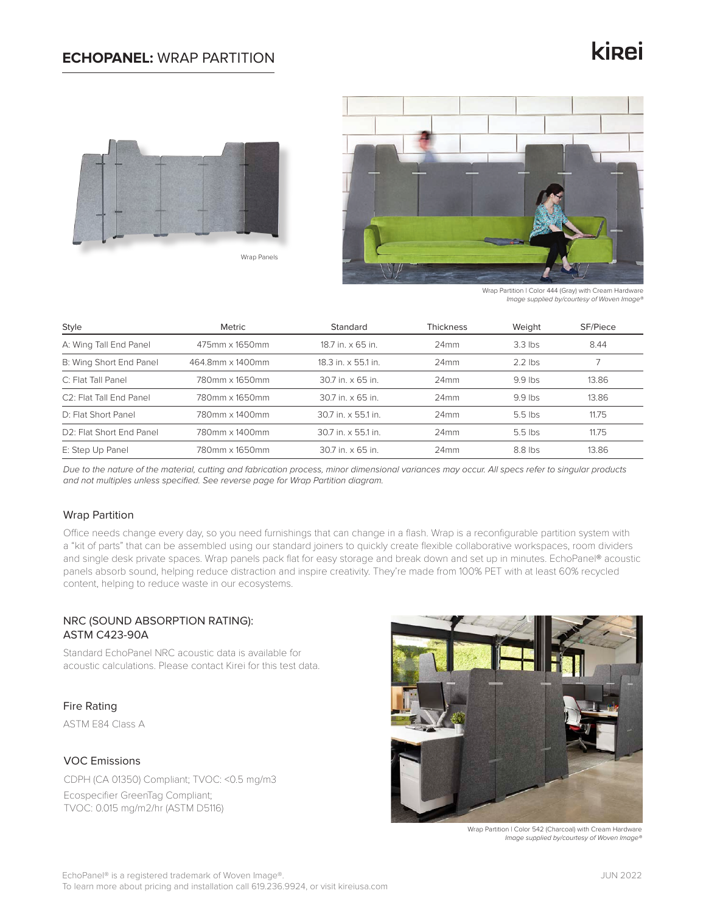# **ECHOPANEL:** WRAP PARTITION

Wrap Panels

Wrap Partition | Color 444 (Gray) with Cream Hardware
*Image supplied by/courtesy of Woven Image®*

| Style | Metric | Standard | Thickness | Weight | SF/Piece |
|---|---|---|---|---|---|
| A: Wing Tall End Panel | 475mm x 1650mm | 18.7 in. x 65 in. | 24mm | 3.3 lbs | 8.44 |
| B: Wing Short End Panel | 464.8mm x 1400mm | 18.3 in. x 55.1 in. | 24mm | 2.2 lbs | 7 |
| C: Flat Tall Panel | 780mm x 1650mm | 30.7 in. x 65 in. | 24mm | 9.9 lbs | 13.86 |
| C2: Flat Tall End Panel | 780mm x 1650mm | 30.7 in. x 65 in. | 24mm | 9.9 lbs | 13.86 |
| D: Flat Short Panel | 780mm x 1400mm | 30.7 in. x 55.1 in. | 24mm | 5.5 lbs | 11.75 |
| D2: Flat Short End Panel | 780mm x 1400mm | 30.7 in. x 55.1 in. | 24mm | 5.5 lbs | 11.75 |
| E: Step Up Panel | 780mm x 1650mm | 30.7 in. x 65 in. | 24mm | 8.8 lbs | 13.86 |

*Due to the nature of the material, cutting and fabrication process, minor dimensional variances may occur. All specs refer to singular products and not multiples unless specified. See reverse page for Wrap Partition diagram.*

## Wrap Partition

Office needs change every day, so you need furnishings that can change in a flash. Wrap is a reconfigurable partition system with a "kit of parts" that can be assembled using our standard joiners to quickly create flexible collaborative workspaces, room dividers and single desk private spaces. Wrap panels pack flat for easy storage and break down and set up in minutes. EchoPanel® acoustic panels absorb sound, helping reduce distraction and inspire creativity. They're made from 100% PET with at least 60% recycled content, helping to reduce waste in our ecosystems.

## NRC (SOUND ABSORPTION RATING): ASTM C423-90A

Standard EchoPanel NRC acoustic data is available for acoustic calculations. Please contact Kirei for this test data.

## Fire Rating

ASTM E84 Class A

## VOC Emissions

CDPH (CA 01350) Compliant; TVOC: <0.5 mg/m3

Ecospecifier GreenTag Compliant;
TVOC: 0.015 mg/m2/hr (ASTM D5116)

Wrap Partition | Color 542 (Charcoal) with Cream Hardware
*Image supplied by/courtesy of Woven Image®*

EchoPanel® is a registered trademark of Woven Image®.
To learn more about pricing and installation call 619.236.9924, or visit kireiusa.com

JUN 2022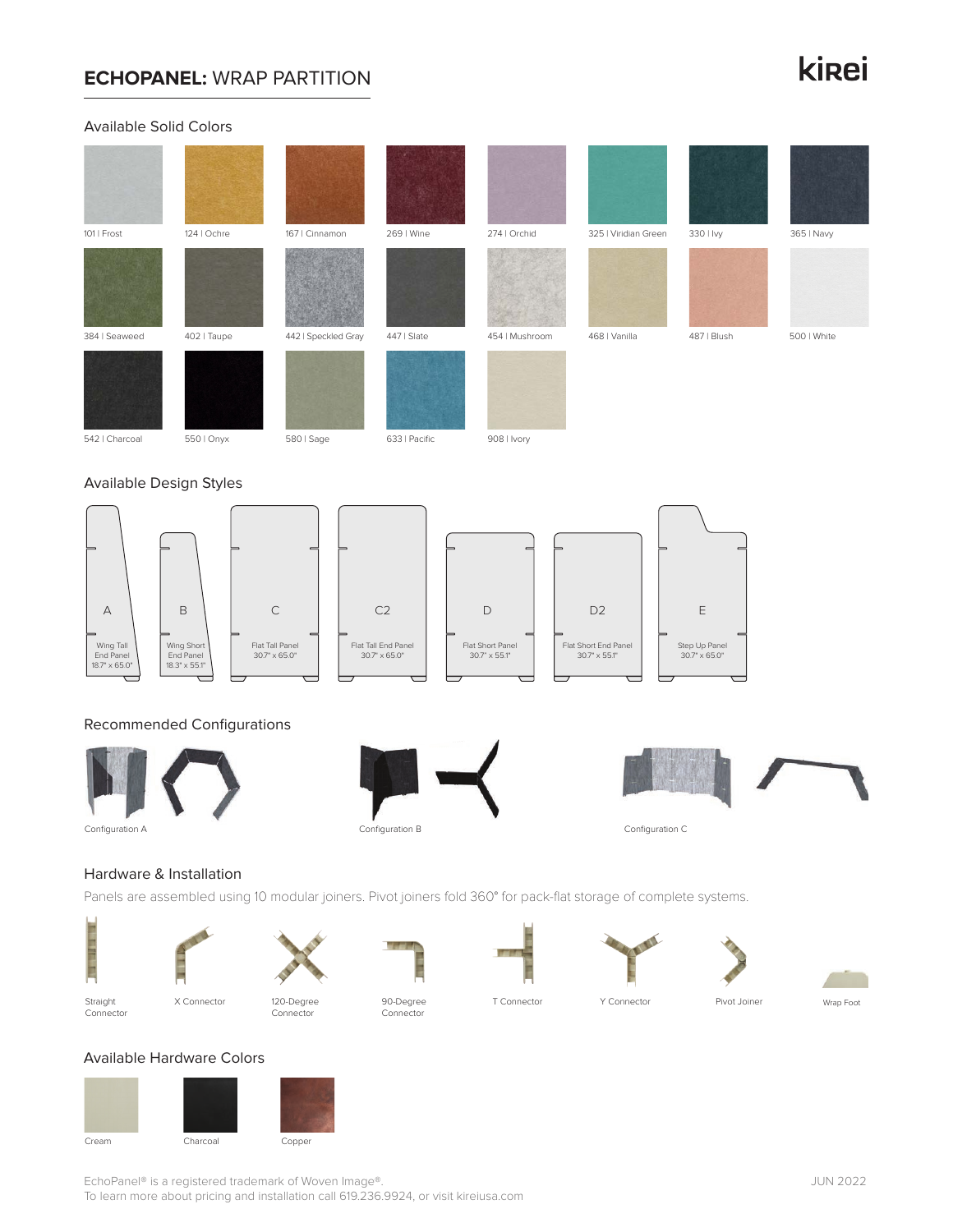# ECHOPANEL: WRAP PARTITION

kirei

## Available Solid Colors

101 | Frost
124 | Ochre
167 | Cinnamon
269 | Wine
274 | Orchid
325 | Viridian Green
330 | Ivy
365 | Navy
384 | Seaweed
402 | Taupe
442 | Speckled Gray
447 | Slate
454 | Mushroom
468 | Vanilla
487 | Blush
500 | White
542 | Charcoal
550 | Onyx
580 | Sage
633 | Pacific
908 | Ivory

## Available Design Styles

A
Wing Tall End Panel
18.7" x 65.0"

B
Wing Short End Panel
18.3" x 55.1"

C
Flat Tall Panel
30.7" x 65.0"

C2
Flat Tall End Panel
30.7" x 65.0"

D
Flat Short Panel
30.7" x 55.1"

D2
Flat Short End Panel
30.7" x 55.1"

E
Step Up Panel
30.7" x 65.0"

## Recommended Configurations

Configuration A

Configuration B

Configuration C

## Hardware & Installation

Panels are assembled using 10 modular joiners. Pivot joiners fold 360° for pack-flat storage of complete systems.

Straight Connector
X Connector
120-Degree Connector
90-Degree Connector
T Connector
Y Connector
Pivot Joiner
Wrap Foot

## Available Hardware Colors

Cream
Charcoal
Copper

EchoPanel® is a registered trademark of Woven Image®.
To learn more about pricing and installation call 619.236.9924, or visit kireiusa.com

JUN 2022